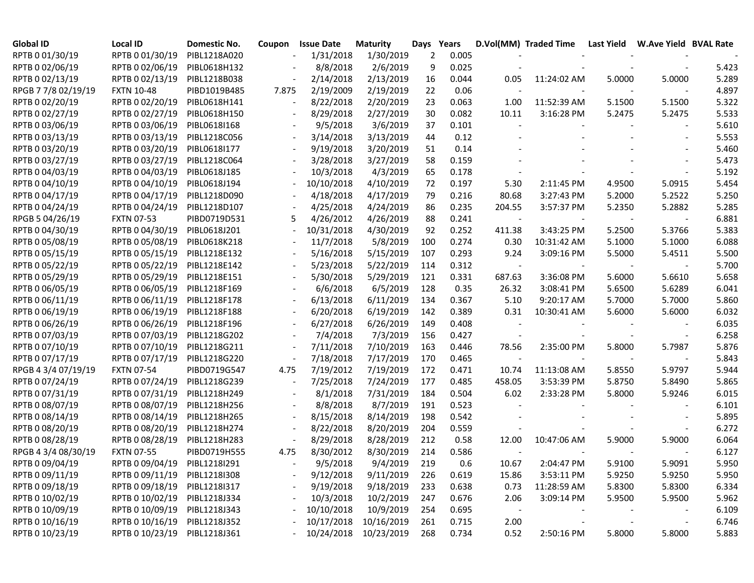| Global ID | Local ID | Domestic No. | Coupon | Issue Date | Maturity | Days | Years | D.Vol(MM) | Traded Time | Last Yield | W.Ave Yield | BVAL Rate |
|---|---|---|---|---|---|---|---|---|---|---|---|---|
| RPTB 0 01/30/19 | RPTB 0 01/30/19 | PIBL1218A020 | - | 1/31/2018 | 1/30/2019 | 2 | 0.005 | - | - | - | - | - |
| RPTB 0 02/06/19 | RPTB 0 02/06/19 | PIBL0618H132 | - | 8/8/2018 | 2/6/2019 | 9 | 0.025 | - | - | - | - | 5.423 |
| RPTB 0 02/13/19 | RPTB 0 02/13/19 | PIBL1218B038 | - | 2/14/2018 | 2/13/2019 | 16 | 0.044 | 0.05 | 11:24:02 AM | 5.0000 | 5.0000 | 5.289 |
| RPGB 7 7/8 02/19/19 | FXTN 10-48 | PIBD1019B485 | 7.875 | 2/19/2009 | 2/19/2019 | 22 | 0.06 | - | - | - | - | 4.897 |
| RPTB 0 02/20/19 | RPTB 0 02/20/19 | PIBL0618H141 | - | 8/22/2018 | 2/20/2019 | 23 | 0.063 | 1.00 | 11:52:39 AM | 5.1500 | 5.1500 | 5.322 |
| RPTB 0 02/27/19 | RPTB 0 02/27/19 | PIBL0618H150 | - | 8/29/2018 | 2/27/2019 | 30 | 0.082 | 10.11 | 3:16:28 PM | 5.2475 | 5.2475 | 5.533 |
| RPTB 0 03/06/19 | RPTB 0 03/06/19 | PIBL0618I168 | - | 9/5/2018 | 3/6/2019 | 37 | 0.101 | - | - | - | - | 5.610 |
| RPTB 0 03/13/19 | RPTB 0 03/13/19 | PIBL1218C056 | - | 3/14/2018 | 3/13/2019 | 44 | 0.12 | - | - | - | - | 5.553 |
| RPTB 0 03/20/19 | RPTB 0 03/20/19 | PIBL0618I177 | - | 9/19/2018 | 3/20/2019 | 51 | 0.14 | - | - | - | - | 5.460 |
| RPTB 0 03/27/19 | RPTB 0 03/27/19 | PIBL1218C064 | - | 3/28/2018 | 3/27/2019 | 58 | 0.159 | - | - | - | - | 5.473 |
| RPTB 0 04/03/19 | RPTB 0 04/03/19 | PIBL0618J185 | - | 10/3/2018 | 4/3/2019 | 65 | 0.178 | - | - | - | - | 5.192 |
| RPTB 0 04/10/19 | RPTB 0 04/10/19 | PIBL0618J194 | - | 10/10/2018 | 4/10/2019 | 72 | 0.197 | 5.30 | 2:11:45 PM | 4.9500 | 5.0915 | 5.454 |
| RPTB 0 04/17/19 | RPTB 0 04/17/19 | PIBL1218D090 | - | 4/18/2018 | 4/17/2019 | 79 | 0.216 | 80.68 | 3:27:43 PM | 5.2000 | 5.2522 | 5.250 |
| RPTB 0 04/24/19 | RPTB 0 04/24/19 | PIBL1218D107 | - | 4/25/2018 | 4/24/2019 | 86 | 0.235 | 204.55 | 3:57:37 PM | 5.2350 | 5.2882 | 5.285 |
| RPGB 5 04/26/19 | FXTN 07-53 | PIBD0719D531 | 5 | 4/26/2012 | 4/26/2019 | 88 | 0.241 | - | - | - | - | 6.881 |
| RPTB 0 04/30/19 | RPTB 0 04/30/19 | PIBL0618J201 | - | 10/31/2018 | 4/30/2019 | 92 | 0.252 | 411.38 | 3:43:25 PM | 5.2500 | 5.3766 | 5.383 |
| RPTB 0 05/08/19 | RPTB 0 05/08/19 | PIBL0618K218 | - | 11/7/2018 | 5/8/2019 | 100 | 0.274 | 0.30 | 10:31:42 AM | 5.1000 | 5.1000 | 6.088 |
| RPTB 0 05/15/19 | RPTB 0 05/15/19 | PIBL1218E132 | - | 5/16/2018 | 5/15/2019 | 107 | 0.293 | 9.24 | 3:09:16 PM | 5.5000 | 5.4511 | 5.500 |
| RPTB 0 05/22/19 | RPTB 0 05/22/19 | PIBL1218E142 | - | 5/23/2018 | 5/22/2019 | 114 | 0.312 | - | - | - | - | 5.700 |
| RPTB 0 05/29/19 | RPTB 0 05/29/19 | PIBL1218E151 | - | 5/30/2018 | 5/29/2019 | 121 | 0.331 | 687.63 | 3:36:08 PM | 5.6000 | 5.6610 | 5.658 |
| RPTB 0 06/05/19 | RPTB 0 06/05/19 | PIBL1218F169 | - | 6/6/2018 | 6/5/2019 | 128 | 0.35 | 26.32 | 3:08:41 PM | 5.6500 | 5.6289 | 6.041 |
| RPTB 0 06/11/19 | RPTB 0 06/11/19 | PIBL1218F178 | - | 6/13/2018 | 6/11/2019 | 134 | 0.367 | 5.10 | 9:20:17 AM | 5.7000 | 5.7000 | 5.860 |
| RPTB 0 06/19/19 | RPTB 0 06/19/19 | PIBL1218F188 | - | 6/20/2018 | 6/19/2019 | 142 | 0.389 | 0.31 | 10:30:41 AM | 5.6000 | 5.6000 | 6.032 |
| RPTB 0 06/26/19 | RPTB 0 06/26/19 | PIBL1218F196 | - | 6/27/2018 | 6/26/2019 | 149 | 0.408 | - | - | - | - | 6.035 |
| RPTB 0 07/03/19 | RPTB 0 07/03/19 | PIBL1218G202 | - | 7/4/2018 | 7/3/2019 | 156 | 0.427 | - | - | - | - | 6.258 |
| RPTB 0 07/10/19 | RPTB 0 07/10/19 | PIBL1218G211 | - | 7/11/2018 | 7/10/2019 | 163 | 0.446 | 78.56 | 2:35:00 PM | 5.8000 | 5.7987 | 5.876 |
| RPTB 0 07/17/19 | RPTB 0 07/17/19 | PIBL1218G220 | - | 7/18/2018 | 7/17/2019 | 170 | 0.465 | - | - | - | - | 5.843 |
| RPGB 4 3/4 07/19/19 | FXTN 07-54 | PIBD0719G547 | 4.75 | 7/19/2012 | 7/19/2019 | 172 | 0.471 | 10.74 | 11:13:08 AM | 5.8550 | 5.9797 | 5.944 |
| RPTB 0 07/24/19 | RPTB 0 07/24/19 | PIBL1218G239 | - | 7/25/2018 | 7/24/2019 | 177 | 0.485 | 458.05 | 3:53:39 PM | 5.8750 | 5.8490 | 5.865 |
| RPTB 0 07/31/19 | RPTB 0 07/31/19 | PIBL1218H249 | - | 8/1/2018 | 7/31/2019 | 184 | 0.504 | 6.02 | 2:33:28 PM | 5.8000 | 5.9246 | 6.015 |
| RPTB 0 08/07/19 | RPTB 0 08/07/19 | PIBL1218H256 | - | 8/8/2018 | 8/7/2019 | 191 | 0.523 | - | - | - | - | 6.101 |
| RPTB 0 08/14/19 | RPTB 0 08/14/19 | PIBL1218H265 | - | 8/15/2018 | 8/14/2019 | 198 | 0.542 | - | - | - | - | 5.895 |
| RPTB 0 08/20/19 | RPTB 0 08/20/19 | PIBL1218H274 | - | 8/22/2018 | 8/20/2019 | 204 | 0.559 | - | - | - | - | 6.272 |
| RPTB 0 08/28/19 | RPTB 0 08/28/19 | PIBL1218H283 | - | 8/29/2018 | 8/28/2019 | 212 | 0.58 | 12.00 | 10:47:06 AM | 5.9000 | 5.9000 | 6.064 |
| RPGB 4 3/4 08/30/19 | FXTN 07-55 | PIBD0719H555 | 4.75 | 8/30/2012 | 8/30/2019 | 214 | 0.586 | - | - | - | - | 6.127 |
| RPTB 0 09/04/19 | RPTB 0 09/04/19 | PIBL1218I291 | - | 9/5/2018 | 9/4/2019 | 219 | 0.6 | 10.67 | 2:04:47 PM | 5.9100 | 5.9091 | 5.950 |
| RPTB 0 09/11/19 | RPTB 0 09/11/19 | PIBL1218I308 | - | 9/12/2018 | 9/11/2019 | 226 | 0.619 | 15.86 | 3:53:11 PM | 5.9250 | 5.9250 | 5.950 |
| RPTB 0 09/18/19 | RPTB 0 09/18/19 | PIBL1218I317 | - | 9/19/2018 | 9/18/2019 | 233 | 0.638 | 0.73 | 11:28:59 AM | 5.8300 | 5.8300 | 6.334 |
| RPTB 0 10/02/19 | RPTB 0 10/02/19 | PIBL1218J334 | - | 10/3/2018 | 10/2/2019 | 247 | 0.676 | 2.06 | 3:09:14 PM | 5.9500 | 5.9500 | 5.962 |
| RPTB 0 10/09/19 | RPTB 0 10/09/19 | PIBL1218J343 | - | 10/10/2018 | 10/9/2019 | 254 | 0.695 | - | - | - | - | 6.109 |
| RPTB 0 10/16/19 | RPTB 0 10/16/19 | PIBL1218J352 | - | 10/17/2018 | 10/16/2019 | 261 | 0.715 | 2.00 | - | - | - | 6.746 |
| RPTB 0 10/23/19 | RPTB 0 10/23/19 | PIBL1218J361 | - | 10/24/2018 | 10/23/2019 | 268 | 0.734 | 0.52 | 2:50:16 PM | 5.8000 | 5.8000 | 5.883 |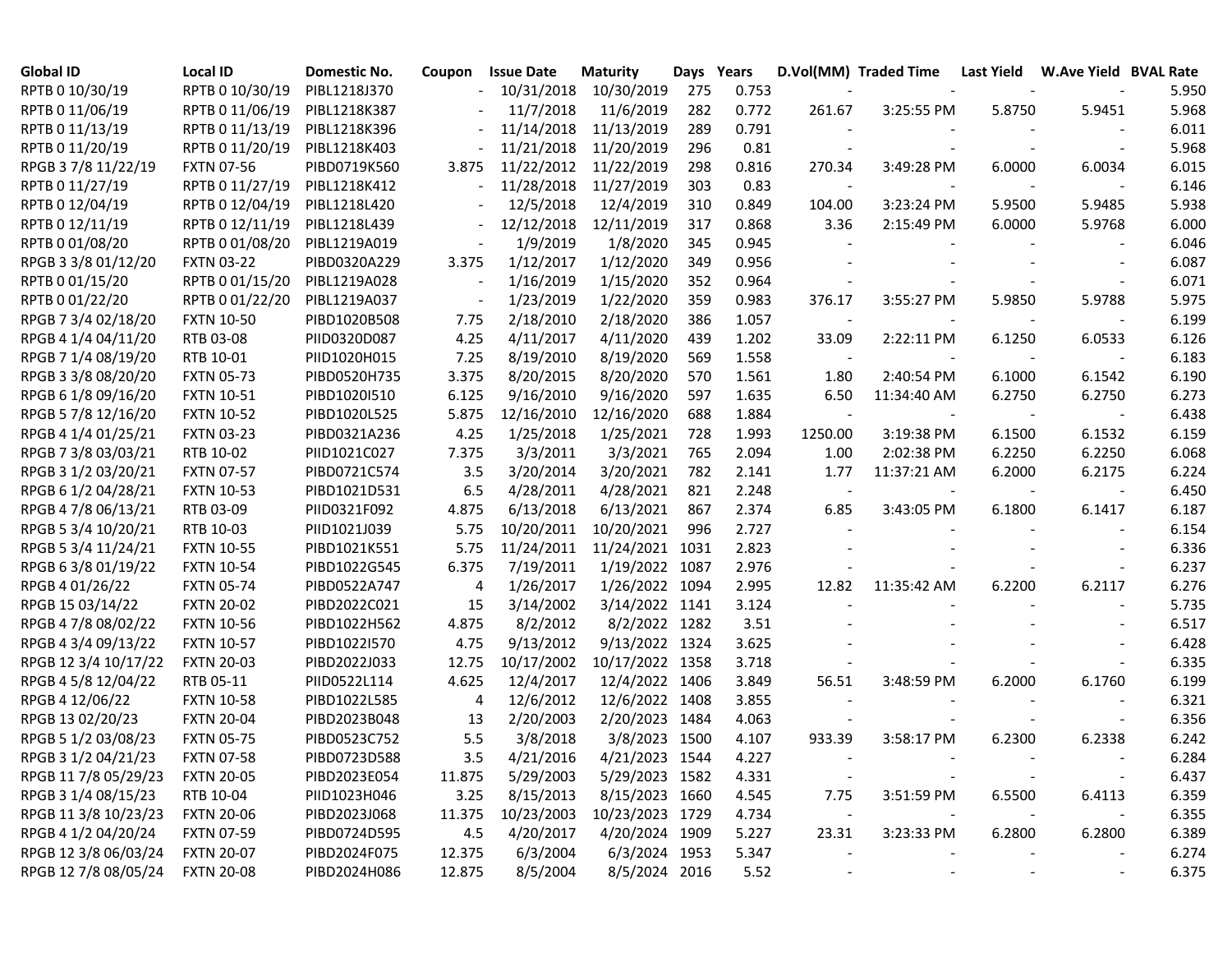| Global ID | Local ID | Domestic No. | Coupon | Issue Date | Maturity | Days | Years | D.Vol(MM) | Traded Time | Last Yield | W.Ave Yield | BVAL Rate |
|---|---|---|---|---|---|---|---|---|---|---|---|---|
| RPTB 0 10/30/19 | RPTB 0 10/30/19 | PIBL1218J370 | - | 10/31/2018 | 10/30/2019 | 275 | 0.753 | - | - | - | - | 5.950 |
| RPTB 0 11/06/19 | RPTB 0 11/06/19 | PIBL1218K387 | - | 11/7/2018 | 11/6/2019 | 282 | 0.772 | 261.67 | 3:25:55 PM | 5.8750 | 5.9451 | 5.968 |
| RPTB 0 11/13/19 | RPTB 0 11/13/19 | PIBL1218K396 | - | 11/14/2018 | 11/13/2019 | 289 | 0.791 | - | - | - | - | 6.011 |
| RPTB 0 11/20/19 | RPTB 0 11/20/19 | PIBL1218K403 | - | 11/21/2018 | 11/20/2019 | 296 | 0.81 | - | - | - | - | 5.968 |
| RPGB 3 7/8 11/22/19 | FXTN 07-56 | PIBD0719K560 | 3.875 | 11/22/2012 | 11/22/2019 | 298 | 0.816 | 270.34 | 3:49:28 PM | 6.0000 | 6.0034 | 6.015 |
| RPTB 0 11/27/19 | RPTB 0 11/27/19 | PIBL1218K412 | - | 11/28/2018 | 11/27/2019 | 303 | 0.83 | - | - | - | - | 6.146 |
| RPTB 0 12/04/19 | RPTB 0 12/04/19 | PIBL1218L420 | - | 12/5/2018 | 12/4/2019 | 310 | 0.849 | 104.00 | 3:23:24 PM | 5.9500 | 5.9485 | 5.938 |
| RPTB 0 12/11/19 | RPTB 0 12/11/19 | PIBL1218L439 | - | 12/12/2018 | 12/11/2019 | 317 | 0.868 | 3.36 | 2:15:49 PM | 6.0000 | 5.9768 | 6.000 |
| RPTB 0 01/08/20 | RPTB 0 01/08/20 | PIBL1219A019 | - | 1/9/2019 | 1/8/2020 | 345 | 0.945 | - | - | - | - | 6.046 |
| RPGB 3 3/8 01/12/20 | FXTN 03-22 | PIBD0320A229 | 3.375 | 1/12/2017 | 1/12/2020 | 349 | 0.956 | - | - | - | - | 6.087 |
| RPTB 0 01/15/20 | RPTB 0 01/15/20 | PIBL1219A028 | - | 1/16/2019 | 1/15/2020 | 352 | 0.964 | - | - | - | - | 6.071 |
| RPTB 0 01/22/20 | RPTB 0 01/22/20 | PIBL1219A037 | - | 1/23/2019 | 1/22/2020 | 359 | 0.983 | 376.17 | 3:55:27 PM | 5.9850 | 5.9788 | 5.975 |
| RPGB 7 3/4 02/18/20 | FXTN 10-50 | PIBD1020B508 | 7.75 | 2/18/2010 | 2/18/2020 | 386 | 1.057 | - | - | - | - | 6.199 |
| RPGB 4 1/4 04/11/20 | RTB 03-08 | PIID0320D087 | 4.25 | 4/11/2017 | 4/11/2020 | 439 | 1.202 | 33.09 | 2:22:11 PM | 6.1250 | 6.0533 | 6.126 |
| RPGB 7 1/4 08/19/20 | RTB 10-01 | PIID1020H015 | 7.25 | 8/19/2010 | 8/19/2020 | 569 | 1.558 | - | - | - | - | 6.183 |
| RPGB 3 3/8 08/20/20 | FXTN 05-73 | PIBD0520H735 | 3.375 | 8/20/2015 | 8/20/2020 | 570 | 1.561 | 1.80 | 2:40:54 PM | 6.1000 | 6.1542 | 6.190 |
| RPGB 6 1/8 09/16/20 | FXTN 10-51 | PIBD1020I510 | 6.125 | 9/16/2010 | 9/16/2020 | 597 | 1.635 | 6.50 | 11:34:40 AM | 6.2750 | 6.2750 | 6.273 |
| RPGB 5 7/8 12/16/20 | FXTN 10-52 | PIBD1020L525 | 5.875 | 12/16/2010 | 12/16/2020 | 688 | 1.884 | - | - | - | - | 6.438 |
| RPGB 4 1/4 01/25/21 | FXTN 03-23 | PIBD0321A236 | 4.25 | 1/25/2018 | 1/25/2021 | 728 | 1.993 | 1250.00 | 3:19:38 PM | 6.1500 | 6.1532 | 6.159 |
| RPGB 7 3/8 03/03/21 | RTB 10-02 | PIID1021C027 | 7.375 | 3/3/2011 | 3/3/2021 | 765 | 2.094 | 1.00 | 2:02:38 PM | 6.2250 | 6.2250 | 6.068 |
| RPGB 3 1/2 03/20/21 | FXTN 07-57 | PIBD0721C574 | 3.5 | 3/20/2014 | 3/20/2021 | 782 | 2.141 | 1.77 | 11:37:21 AM | 6.2000 | 6.2175 | 6.224 |
| RPGB 6 1/2 04/28/21 | FXTN 10-53 | PIBD1021D531 | 6.5 | 4/28/2011 | 4/28/2021 | 821 | 2.248 | - | - | - | - | 6.450 |
| RPGB 4 7/8 06/13/21 | RTB 03-09 | PIID0321F092 | 4.875 | 6/13/2018 | 6/13/2021 | 867 | 2.374 | 6.85 | 3:43:05 PM | 6.1800 | 6.1417 | 6.187 |
| RPGB 5 3/4 10/20/21 | RTB 10-03 | PIID1021J039 | 5.75 | 10/20/2011 | 10/20/2021 | 996 | 2.727 | - | - | - | - | 6.154 |
| RPGB 5 3/4 11/24/21 | FXTN 10-55 | PIBD1021K551 | 5.75 | 11/24/2011 | 11/24/2021 | 1031 | 2.823 | - | - | - | - | 6.336 |
| RPGB 6 3/8 01/19/22 | FXTN 10-54 | PIBD1022G545 | 6.375 | 7/19/2011 | 1/19/2022 | 1087 | 2.976 | - | - | - | - | 6.237 |
| RPGB 4 01/26/22 | FXTN 05-74 | PIBD0522A747 | 4 | 1/26/2017 | 1/26/2022 | 1094 | 2.995 | 12.82 | 11:35:42 AM | 6.2200 | 6.2117 | 6.276 |
| RPGB 15 03/14/22 | FXTN 20-02 | PIBD2022C021 | 15 | 3/14/2002 | 3/14/2022 | 1141 | 3.124 | - | - | - | - | 5.735 |
| RPGB 4 7/8 08/02/22 | FXTN 10-56 | PIBD1022H562 | 4.875 | 8/2/2012 | 8/2/2022 | 1282 | 3.51 | - | - | - | - | 6.517 |
| RPGB 4 3/4 09/13/22 | FXTN 10-57 | PIBD1022I570 | 4.75 | 9/13/2012 | 9/13/2022 | 1324 | 3.625 | - | - | - | - | 6.428 |
| RPGB 12 3/4 10/17/22 | FXTN 20-03 | PIBD2022J033 | 12.75 | 10/17/2002 | 10/17/2022 | 1358 | 3.718 | - | - | - | - | 6.335 |
| RPGB 4 5/8 12/04/22 | RTB 05-11 | PIID0522L114 | 4.625 | 12/4/2017 | 12/4/2022 | 1406 | 3.849 | 56.51 | 3:48:59 PM | 6.2000 | 6.1760 | 6.199 |
| RPGB 4 12/06/22 | FXTN 10-58 | PIBD1022L585 | 4 | 12/6/2012 | 12/6/2022 | 1408 | 3.855 | - | - | - | - | 6.321 |
| RPGB 13 02/20/23 | FXTN 20-04 | PIBD2023B048 | 13 | 2/20/2003 | 2/20/2023 | 1484 | 4.063 | - | - | - | - | 6.356 |
| RPGB 5 1/2 03/08/23 | FXTN 05-75 | PIBD0523C752 | 5.5 | 3/8/2018 | 3/8/2023 | 1500 | 4.107 | 933.39 | 3:58:17 PM | 6.2300 | 6.2338 | 6.242 |
| RPGB 3 1/2 04/21/23 | FXTN 07-58 | PIBD0723D588 | 3.5 | 4/21/2016 | 4/21/2023 | 1544 | 4.227 | - | - | - | - | 6.284 |
| RPGB 11 7/8 05/29/23 | FXTN 20-05 | PIBD2023E054 | 11.875 | 5/29/2003 | 5/29/2023 | 1582 | 4.331 | - | - | - | - | 6.437 |
| RPGB 3 1/4 08/15/23 | RTB 10-04 | PIID1023H046 | 3.25 | 8/15/2013 | 8/15/2023 | 1660 | 4.545 | 7.75 | 3:51:59 PM | 6.5500 | 6.4113 | 6.359 |
| RPGB 11 3/8 10/23/23 | FXTN 20-06 | PIBD2023J068 | 11.375 | 10/23/2003 | 10/23/2023 | 1729 | 4.734 | - | - | - | - | 6.355 |
| RPGB 4 1/2 04/20/24 | FXTN 07-59 | PIBD0724D595 | 4.5 | 4/20/2017 | 4/20/2024 | 1909 | 5.227 | 23.31 | 3:23:33 PM | 6.2800 | 6.2800 | 6.389 |
| RPGB 12 3/8 06/03/24 | FXTN 20-07 | PIBD2024F075 | 12.375 | 6/3/2004 | 6/3/2024 | 1953 | 5.347 | - | - | - | - | 6.274 |
| RPGB 12 7/8 08/05/24 | FXTN 20-08 | PIBD2024H086 | 12.875 | 8/5/2004 | 8/5/2024 | 2016 | 5.52 | - | - | - | - | 6.375 |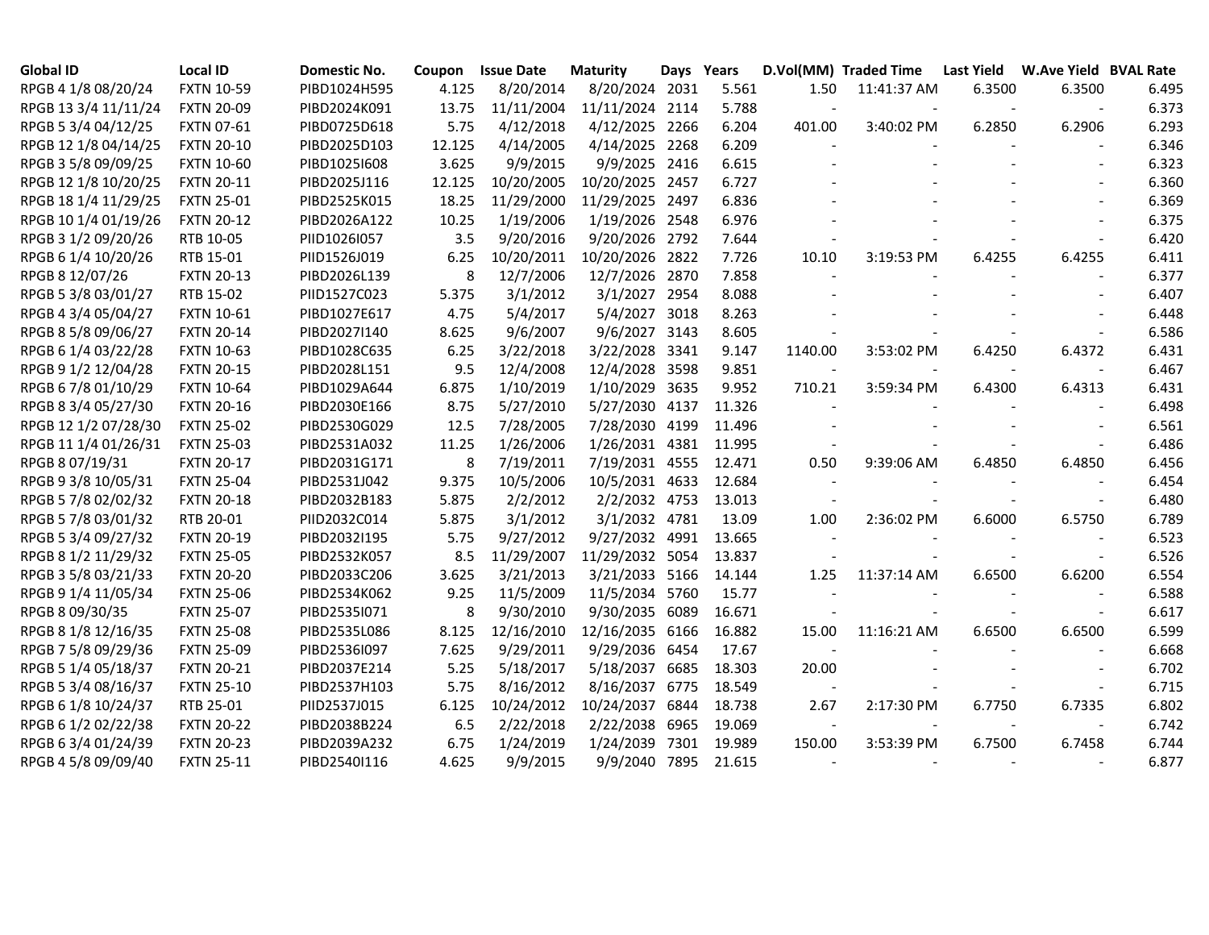| Global ID | Local ID | Domestic No. | Coupon | Issue Date | Maturity | Days | Years | D.Vol(MM) | Traded Time | Last Yield | W.Ave Yield | BVAL Rate |
|---|---|---|---|---|---|---|---|---|---|---|---|---|
| RPGB 4 1/8 08/20/24 | FXTN 10-59 | PIBD1024H595 | 4.125 | 8/20/2014 | 8/20/2024 | 2031 | 5.561 | 1.50 | 11:41:37 AM | 6.3500 | 6.3500 | 6.495 |
| RPGB 13 3/4 11/11/24 | FXTN 20-09 | PIBD2024K091 | 13.75 | 11/11/2004 | 11/11/2024 | 2114 | 5.788 | - | - | - | - | 6.373 |
| RPGB 5 3/4 04/12/25 | FXTN 07-61 | PIBD0725D618 | 5.75 | 4/12/2018 | 4/12/2025 | 2266 | 6.204 | 401.00 | 3:40:02 PM | 6.2850 | 6.2906 | 6.293 |
| RPGB 12 1/8 04/14/25 | FXTN 20-10 | PIBD2025D103 | 12.125 | 4/14/2005 | 4/14/2025 | 2268 | 6.209 | - | - | - | - | 6.346 |
| RPGB 3 5/8 09/09/25 | FXTN 10-60 | PIBD1025I608 | 3.625 | 9/9/2015 | 9/9/2025 | 2416 | 6.615 | - | - | - | - | 6.323 |
| RPGB 12 1/8 10/20/25 | FXTN 20-11 | PIBD2025J116 | 12.125 | 10/20/2005 | 10/20/2025 | 2457 | 6.727 | - | - | - | - | 6.360 |
| RPGB 18 1/4 11/29/25 | FXTN 25-01 | PIBD2525K015 | 18.25 | 11/29/2000 | 11/29/2025 | 2497 | 6.836 | - | - | - | - | 6.369 |
| RPGB 10 1/4 01/19/26 | FXTN 20-12 | PIBD2026A122 | 10.25 | 1/19/2006 | 1/19/2026 | 2548 | 6.976 | - | - | - | - | 6.375 |
| RPGB 3 1/2 09/20/26 | RTB 10-05 | PIID1026I057 | 3.5 | 9/20/2016 | 9/20/2026 | 2792 | 7.644 | - | - | - | - | 6.420 |
| RPGB 6 1/4 10/20/26 | RTB 15-01 | PIID1526J019 | 6.25 | 10/20/2011 | 10/20/2026 | 2822 | 7.726 | 10.10 | 3:19:53 PM | 6.4255 | 6.4255 | 6.411 |
| RPGB 8 12/07/26 | FXTN 20-13 | PIBD2026L139 | 8 | 12/7/2006 | 12/7/2026 | 2870 | 7.858 | - | - | - | - | 6.377 |
| RPGB 5 3/8 03/01/27 | RTB 15-02 | PIID1527C023 | 5.375 | 3/1/2012 | 3/1/2027 | 2954 | 8.088 | - | - | - | - | 6.407 |
| RPGB 4 3/4 05/04/27 | FXTN 10-61 | PIBD1027E617 | 4.75 | 5/4/2017 | 5/4/2027 | 3018 | 8.263 | - | - | - | - | 6.448 |
| RPGB 8 5/8 09/06/27 | FXTN 20-14 | PIBD2027I140 | 8.625 | 9/6/2007 | 9/6/2027 | 3143 | 8.605 | - | - | - | - | 6.586 |
| RPGB 6 1/4 03/22/28 | FXTN 10-63 | PIBD1028C635 | 6.25 | 3/22/2018 | 3/22/2028 | 3341 | 9.147 | 1140.00 | 3:53:02 PM | 6.4250 | 6.4372 | 6.431 |
| RPGB 9 1/2 12/04/28 | FXTN 20-15 | PIBD2028L151 | 9.5 | 12/4/2008 | 12/4/2028 | 3598 | 9.851 | - | - | - | - | 6.467 |
| RPGB 6 7/8 01/10/29 | FXTN 10-64 | PIBD1029A644 | 6.875 | 1/10/2019 | 1/10/2029 | 3635 | 9.952 | 710.21 | 3:59:34 PM | 6.4300 | 6.4313 | 6.431 |
| RPGB 8 3/4 05/27/30 | FXTN 20-16 | PIBD2030E166 | 8.75 | 5/27/2010 | 5/27/2030 | 4137 | 11.326 | - | - | - | - | 6.498 |
| RPGB 12 1/2 07/28/30 | FXTN 25-02 | PIBD2530G029 | 12.5 | 7/28/2005 | 7/28/2030 | 4199 | 11.496 | - | - | - | - | 6.561 |
| RPGB 11 1/4 01/26/31 | FXTN 25-03 | PIBD2531A032 | 11.25 | 1/26/2006 | 1/26/2031 | 4381 | 11.995 | - | - | - | - | 6.486 |
| RPGB 8 07/19/31 | FXTN 20-17 | PIBD2031G171 | 8 | 7/19/2011 | 7/19/2031 | 4555 | 12.471 | 0.50 | 9:39:06 AM | 6.4850 | 6.4850 | 6.456 |
| RPGB 9 3/8 10/05/31 | FXTN 25-04 | PIBD2531J042 | 9.375 | 10/5/2006 | 10/5/2031 | 4633 | 12.684 | - | - | - | - | 6.454 |
| RPGB 5 7/8 02/02/32 | FXTN 20-18 | PIBD2032B183 | 5.875 | 2/2/2012 | 2/2/2032 | 4753 | 13.013 | - | - | - | - | 6.480 |
| RPGB 5 7/8 03/01/32 | RTB 20-01 | PIID2032C014 | 5.875 | 3/1/2012 | 3/1/2032 | 4781 | 13.09 | 1.00 | 2:36:02 PM | 6.6000 | 6.5750 | 6.789 |
| RPGB 5 3/4 09/27/32 | FXTN 20-19 | PIBD2032I195 | 5.75 | 9/27/2012 | 9/27/2032 | 4991 | 13.665 | - | - | - | - | 6.523 |
| RPGB 8 1/2 11/29/32 | FXTN 25-05 | PIBD2532K057 | 8.5 | 11/29/2007 | 11/29/2032 | 5054 | 13.837 | - | - | - | - | 6.526 |
| RPGB 3 5/8 03/21/33 | FXTN 20-20 | PIBD2033C206 | 3.625 | 3/21/2013 | 3/21/2033 | 5166 | 14.144 | 1.25 | 11:37:14 AM | 6.6500 | 6.6200 | 6.554 |
| RPGB 9 1/4 11/05/34 | FXTN 25-06 | PIBD2534K062 | 9.25 | 11/5/2009 | 11/5/2034 | 5760 | 15.77 | - | - | - | - | 6.588 |
| RPGB 8 09/30/35 | FXTN 25-07 | PIBD2535I071 | 8 | 9/30/2010 | 9/30/2035 | 6089 | 16.671 | - | - | - | - | 6.617 |
| RPGB 8 1/8 12/16/35 | FXTN 25-08 | PIBD2535L086 | 8.125 | 12/16/2010 | 12/16/2035 | 6166 | 16.882 | 15.00 | 11:16:21 AM | 6.6500 | 6.6500 | 6.599 |
| RPGB 7 5/8 09/29/36 | FXTN 25-09 | PIBD2536I097 | 7.625 | 9/29/2011 | 9/29/2036 | 6454 | 17.67 | - | - | - | - | 6.668 |
| RPGB 5 1/4 05/18/37 | FXTN 20-21 | PIBD2037E214 | 5.25 | 5/18/2017 | 5/18/2037 | 6685 | 18.303 | 20.00 | - | - | - | 6.702 |
| RPGB 5 3/4 08/16/37 | FXTN 25-10 | PIBD2537H103 | 5.75 | 8/16/2012 | 8/16/2037 | 6775 | 18.549 | - | - | - | - | 6.715 |
| RPGB 6 1/8 10/24/37 | RTB 25-01 | PIID2537J015 | 6.125 | 10/24/2012 | 10/24/2037 | 6844 | 18.738 | 2.67 | 2:17:30 PM | 6.7750 | 6.7335 | 6.802 |
| RPGB 6 1/2 02/22/38 | FXTN 20-22 | PIBD2038B224 | 6.5 | 2/22/2018 | 2/22/2038 | 6965 | 19.069 | - | - | - | - | 6.742 |
| RPGB 6 3/4 01/24/39 | FXTN 20-23 | PIBD2039A232 | 6.75 | 1/24/2019 | 1/24/2039 | 7301 | 19.989 | 150.00 | 3:53:39 PM | 6.7500 | 6.7458 | 6.744 |
| RPGB 4 5/8 09/09/40 | FXTN 25-11 | PIBD2540I116 | 4.625 | 9/9/2015 | 9/9/2040 | 7895 | 21.615 | - | - | - | - | 6.877 |